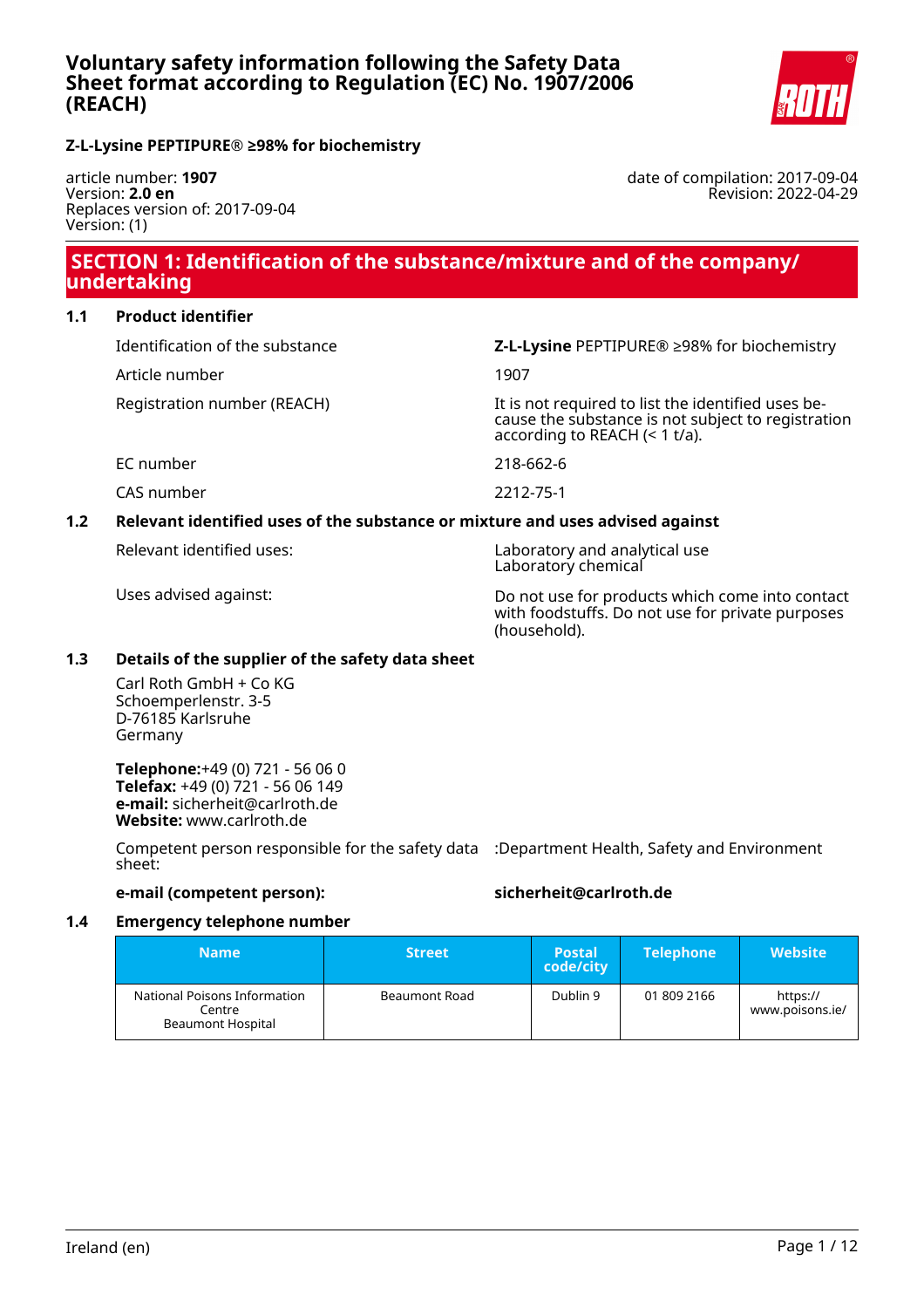# Voluntary safety information following the Safety Data Sheet format according to Regulation (EC) No. 1907/2006 (REACH)

**Z-L-Lysine PEPTIPURE® ≥98% for biochemistry**

article number: **1907**
Version: **2.0 en**
Replaces version of: 2017-09-04
Version: (1)

date of compilation: 2017-09-04
Revision: 2022-04-29

## SECTION 1: Identification of the substance/mixture and of the company/undertaking

### 1.1 Product identifier

| | |
|---|---|
| Identification of the substance | **Z-L-Lysine** PEPTIPURE® ≥98% for biochemistry |
| Article number | 1907 |
| Registration number (REACH) | It is not required to list the identified uses because the substance is not subject to registration according to REACH (< 1 t/a). |
| EC number | 218-662-6 |
| CAS number | 2212-75-1 |

### 1.2 Relevant identified uses of the substance or mixture and uses advised against

| | |
|---|---|
| Relevant identified uses: | Laboratory and analytical use<br>Laboratory chemical |
| Uses advised against: | Do not use for products which come into contact with foodstuffs. Do not use for private purposes (household). |

### 1.3 Details of the supplier of the safety data sheet

Carl Roth GmbH + Co KG
Schoemperlenstr. 3-5
D-76185 Karlsruhe
Germany

**Telephone:**+49 (0) 721 - 56 06 0
**Telefax:** +49 (0) 721 - 56 06 149
**e-mail:** sicherheit@carlroth.de
**Website:** www.carlroth.de

Competent person responsible for the safety data sheet: :Department Health, Safety and Environment

**e-mail (competent person):** **sicherheit@carlroth.de**

### 1.4 Emergency telephone number

| Name | Street | Postal code/city | Telephone | Website |
|---|---|---|---|---|
| National Poisons Information Centre<br>Beaumont Hospital | Beaumont Road | Dublin 9 | 01 809 2166 | https://www.poisons.ie/ |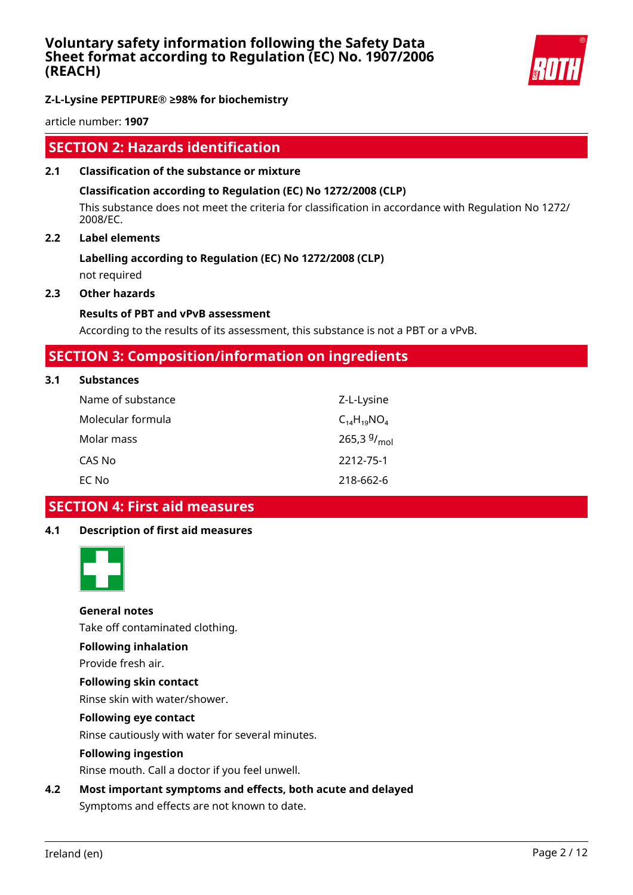# SECTION 2: Hazards identification

## 2.1 Classification of the substance or mixture

**Classification according to Regulation (EC) No 1272/2008 (CLP)**

This substance does not meet the criteria for classification in accordance with Regulation No 1272/2008/EC.

## 2.2 Label elements

**Labelling according to Regulation (EC) No 1272/2008 (CLP)**

not required

## 2.3 Other hazards

**Results of PBT and vPvB assessment**

According to the results of its assessment, this substance is not a PBT or a vPvB.

# SECTION 3: Composition/information on ingredients

## 3.1 Substances

| | |
|---|---|
| Name of substance | Z-L-Lysine |
| Molecular formula | $C_{14}H_{19}NO_4$ |
| Molar mass | 265,3 $^{g}/_{mol}$ |
| CAS No | 2212-75-1 |
| EC No | 218-662-6 |

# SECTION 4: First aid measures

## 4.1 Description of first aid measures

**General notes**

Take off contaminated clothing.

**Following inhalation**

Provide fresh air.

**Following skin contact**

Rinse skin with water/shower.

**Following eye contact**

Rinse cautiously with water for several minutes.

**Following ingestion**

Rinse mouth. Call a doctor if you feel unwell.

## 4.2 Most important symptoms and effects, both acute and delayed

Symptoms and effects are not known to date.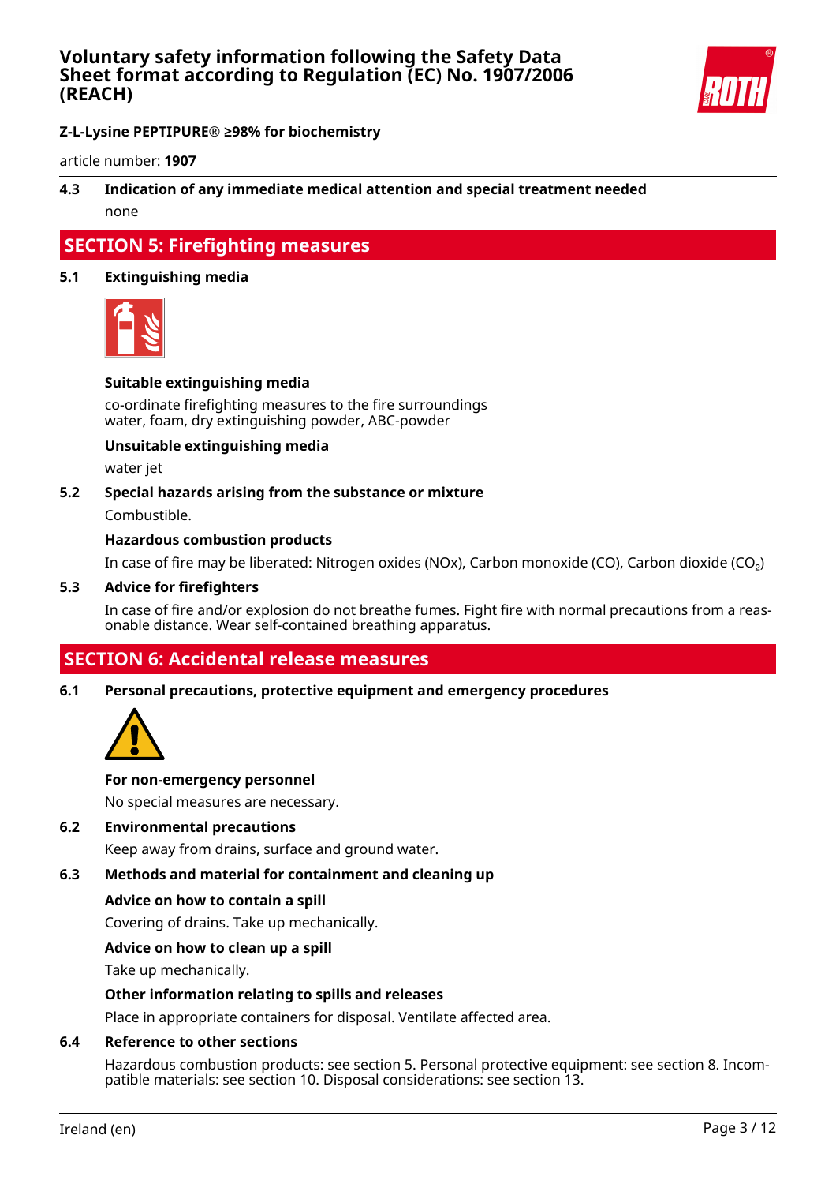### 4.3 Indication of any immediate medical attention and special treatment needed

none

## SECTION 5: Firefighting measures

### 5.1 Extinguishing media

**Suitable extinguishing media**

co-ordinate firefighting measures to the fire surroundings
water, foam, dry extinguishing powder, ABC-powder

**Unsuitable extinguishing media**

water jet

### 5.2 Special hazards arising from the substance or mixture

Combustible.

**Hazardous combustion products**

In case of fire may be liberated: Nitrogen oxides (NOx), Carbon monoxide (CO), Carbon dioxide ($CO_2$)

### 5.3 Advice for firefighters

In case of fire and/or explosion do not breathe fumes. Fight fire with normal precautions from a reasonable distance. Wear self-contained breathing apparatus.

## SECTION 6: Accidental release measures

### 6.1 Personal precautions, protective equipment and emergency procedures

**For non-emergency personnel**

No special measures are necessary.

### 6.2 Environmental precautions

Keep away from drains, surface and ground water.

### 6.3 Methods and material for containment and cleaning up

**Advice on how to contain a spill**

Covering of drains. Take up mechanically.

**Advice on how to clean up a spill**

Take up mechanically.

**Other information relating to spills and releases**

Place in appropriate containers for disposal. Ventilate affected area.

### 6.4 Reference to other sections

Hazardous combustion products: see section 5. Personal protective equipment: see section 8. Incompatible materials: see section 10. Disposal considerations: see section 13.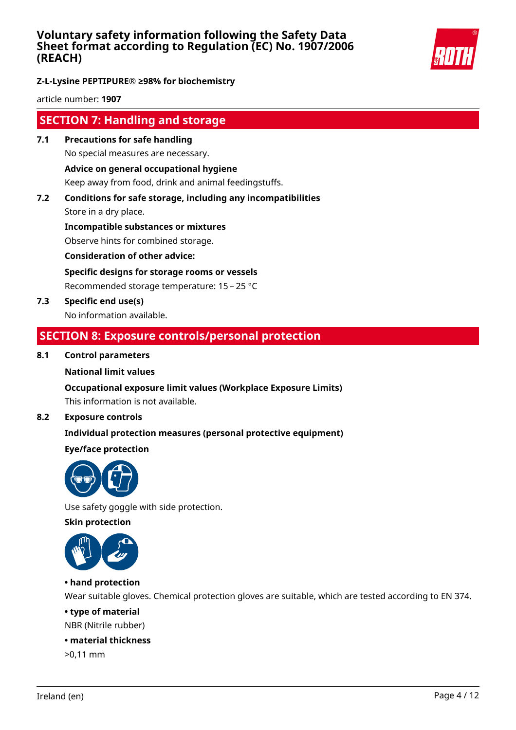## SECTION 7: Handling and storage

**7.1 Precautions for safe handling**

No special measures are necessary.

**Advice on general occupational hygiene**

Keep away from food, drink and animal feedingstuffs.

**7.2 Conditions for safe storage, including any incompatibilities**

Store in a dry place.

**Incompatible substances or mixtures**

Observe hints for combined storage.

**Consideration of other advice:**

**Specific designs for storage rooms or vessels**

Recommended storage temperature: 15 – 25 °C

**7.3 Specific end use(s)**

No information available.

## SECTION 8: Exposure controls/personal protection

**8.1 Control parameters**

**National limit values**

**Occupational exposure limit values (Workplace Exposure Limits)**

This information is not available.

**8.2 Exposure controls**

**Individual protection measures (personal protective equipment)**

**Eye/face protection**

Use safety goggle with side protection.

**Skin protection**

- **hand protection**

Wear suitable gloves. Chemical protection gloves are suitable, which are tested according to EN 374.

- **type of material**

NBR (Nitrile rubber)

- **material thickness**

>0,11 mm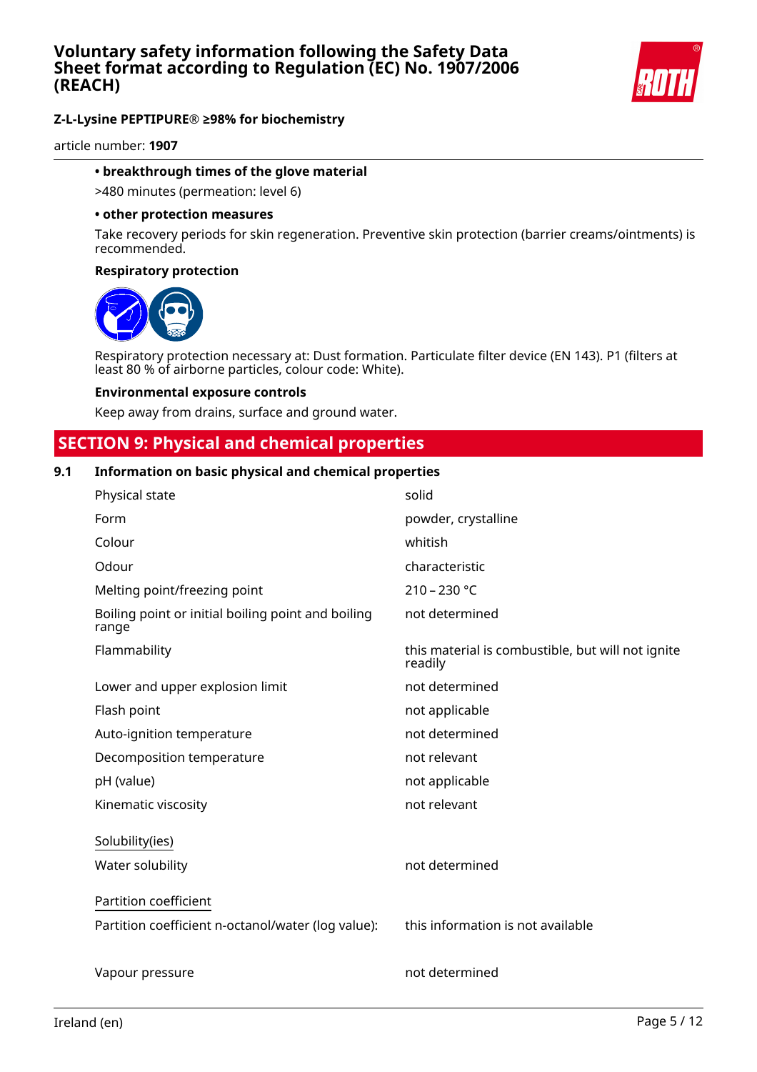**• breakthrough times of the glove material**

>480 minutes (permeation: level 6)

**• other protection measures**

Take recovery periods for skin regeneration. Preventive skin protection (barrier creams/ointments) is recommended.

**Respiratory protection**

Respiratory protection necessary at: Dust formation. Particulate filter device (EN 143). P1 (filters at least 80 % of airborne particles, colour code: White).

**Environmental exposure controls**

Keep away from drains, surface and ground water.

## SECTION 9: Physical and chemical properties

### 9.1 Information on basic physical and chemical properties

| | |
|---|---|
| Physical state | solid |
| Form | powder, crystalline |
| Colour | whitish |
| Odour | characteristic |
| Melting point/freezing point | 210 – 230 °C |
| Boiling point or initial boiling point and boiling range | not determined |
| Flammability | this material is combustible, but will not ignite readily |
| Lower and upper explosion limit | not determined |
| Flash point | not applicable |
| Auto-ignition temperature | not determined |
| Decomposition temperature | not relevant |
| pH (value) | not applicable |
| Kinematic viscosity | not relevant |

Solubility(ies)

| | |
|---|---|
| Water solubility | not determined |

Partition coefficient

| | |
|---|---|
| Partition coefficient n-octanol/water (log value): | this information is not available |
| Vapour pressure | not determined |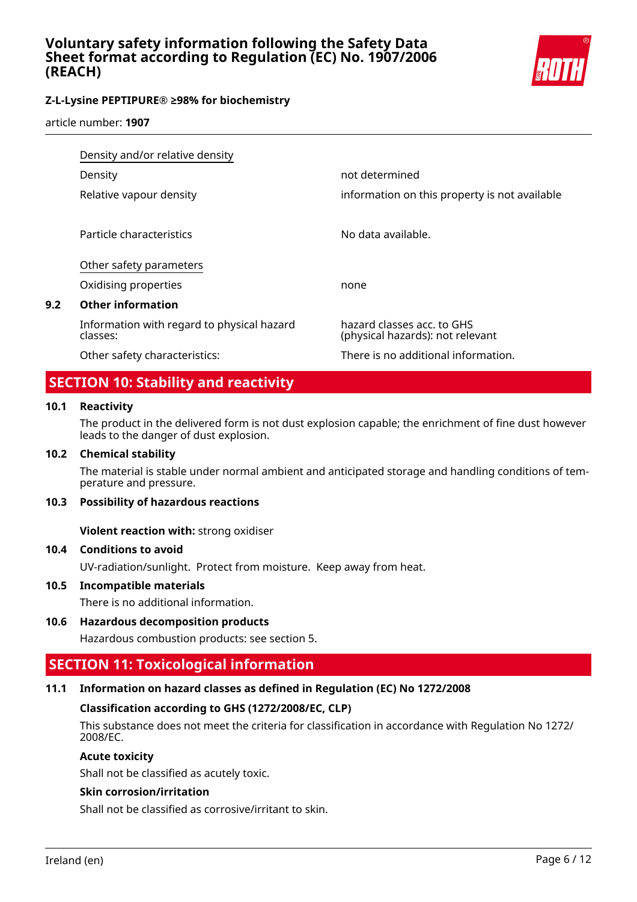| | |
|---|---|
| Density and/or relative density | |
| Density | not determined |
| Relative vapour density | information on this property is not available |
| Particle characteristics | No data available. |
| Other safety parameters | |
| Oxidising properties | none |

### 9.2 Other information

| | |
|---|---|
| Information with regard to physical hazard classes: | hazard classes acc. to GHS (physical hazards): not relevant |
| Other safety characteristics: | There is no additional information. |

## SECTION 10: Stability and reactivity

### 10.1 Reactivity

The product in the delivered form is not dust explosion capable; the enrichment of fine dust however leads to the danger of dust explosion.

### 10.2 Chemical stability

The material is stable under normal ambient and anticipated storage and handling conditions of temperature and pressure.

### 10.3 Possibility of hazardous reactions

**Violent reaction with:** strong oxidiser

### 10.4 Conditions to avoid

UV-radiation/sunlight. Protect from moisture. Keep away from heat.

### 10.5 Incompatible materials

There is no additional information.

### 10.6 Hazardous decomposition products

Hazardous combustion products: see section 5.

## SECTION 11: Toxicological information

### 11.1 Information on hazard classes as defined in Regulation (EC) No 1272/2008

**Classification according to GHS (1272/2008/EC, CLP)**

This substance does not meet the criteria for classification in accordance with Regulation No 1272/2008/EC.

**Acute toxicity**

Shall not be classified as acutely toxic.

**Skin corrosion/irritation**

Shall not be classified as corrosive/irritant to skin.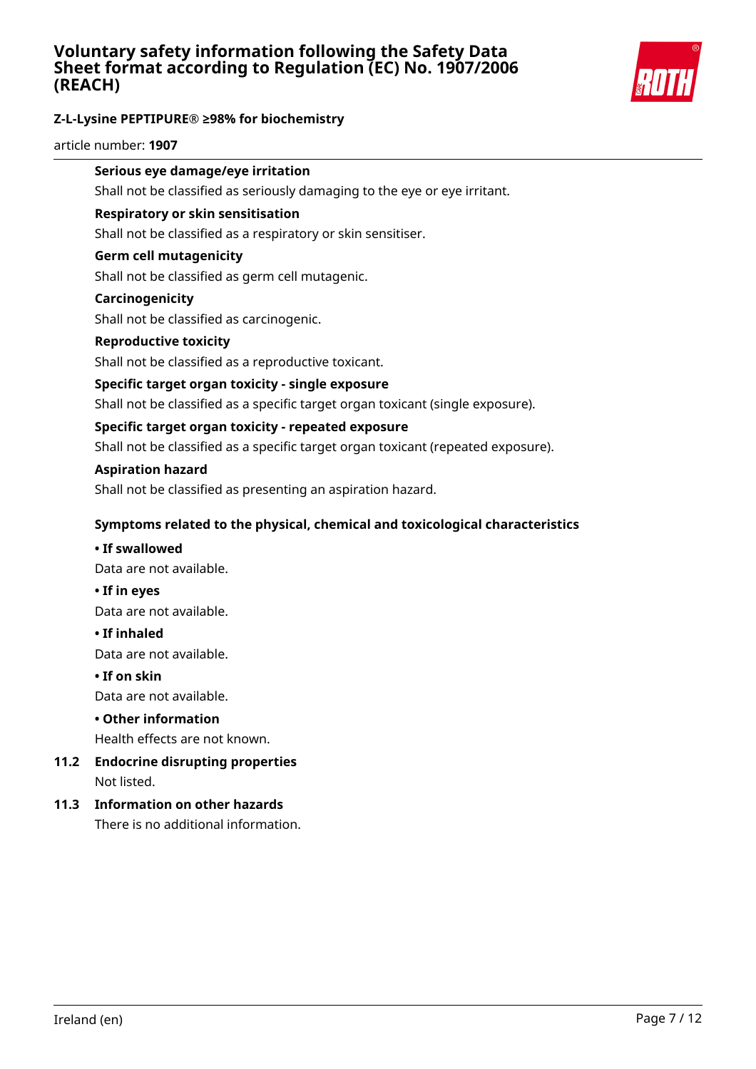**Serious eye damage/eye irritation**

Shall not be classified as seriously damaging to the eye or eye irritant.

**Respiratory or skin sensitisation**

Shall not be classified as a respiratory or skin sensitiser.

**Germ cell mutagenicity**

Shall not be classified as germ cell mutagenic.

**Carcinogenicity**

Shall not be classified as carcinogenic.

**Reproductive toxicity**

Shall not be classified as a reproductive toxicant.

**Specific target organ toxicity - single exposure**

Shall not be classified as a specific target organ toxicant (single exposure).

**Specific target organ toxicity - repeated exposure**

Shall not be classified as a specific target organ toxicant (repeated exposure).

**Aspiration hazard**

Shall not be classified as presenting an aspiration hazard.

**Symptoms related to the physical, chemical and toxicological characteristics**

**• If swallowed**

Data are not available.

**• If in eyes**

Data are not available.

**• If inhaled**

Data are not available.

**• If on skin**

Data are not available.

**• Other information**

Health effects are not known.

### 11.2 Endocrine disrupting properties

Not listed.

### 11.3 Information on other hazards

There is no additional information.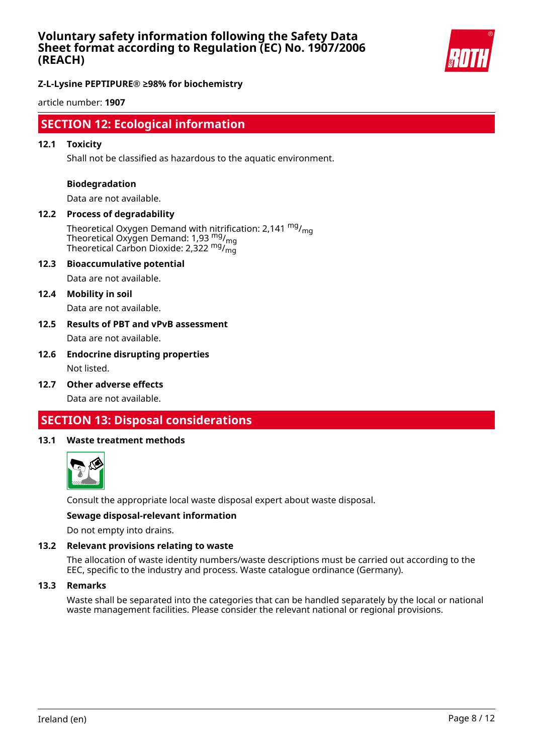## SECTION 12: Ecological information

### 12.1 Toxicity

Shall not be classified as hazardous to the aquatic environment.

**Biodegradation**

Data are not available.

### 12.2 Process of degradability

Theoretical Oxygen Demand with nitrification: 2,141 $^{mg}/_{mg}$
Theoretical Oxygen Demand: 1,93 $^{mg}/_{mg}$
Theoretical Carbon Dioxide: 2,322 $^{mg}/_{mg}$

### 12.3 Bioaccumulative potential

Data are not available.

### 12.4 Mobility in soil

Data are not available.

### 12.5 Results of PBT and vPvB assessment

Data are not available.

### 12.6 Endocrine disrupting properties

Not listed.

### 12.7 Other adverse effects

Data are not available.

## SECTION 13: Disposal considerations

### 13.1 Waste treatment methods

Consult the appropriate local waste disposal expert about waste disposal.

**Sewage disposal-relevant information**

Do not empty into drains.

### 13.2 Relevant provisions relating to waste

The allocation of waste identity numbers/waste descriptions must be carried out according to the EEC, specific to the industry and process. Waste catalogue ordinance (Germany).

### 13.3 Remarks

Waste shall be separated into the categories that can be handled separately by the local or national waste management facilities. Please consider the relevant national or regional provisions.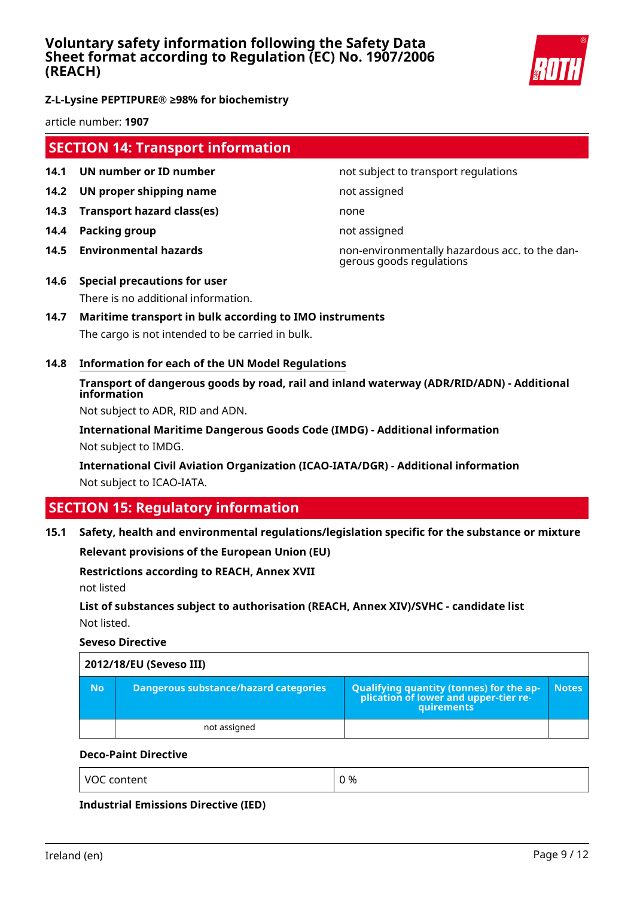## SECTION 14: Transport information

| | | |
|---|---|---|
| **14.1** | **UN number or ID number** | not subject to transport regulations |
| **14.2** | **UN proper shipping name** | not assigned |
| **14.3** | **Transport hazard class(es)** | none |
| **14.4** | **Packing group** | not assigned |
| **14.5** | **Environmental hazards** | non-environmentally hazardous acc. to the dangerous goods regulations |

**14.6 Special precautions for user**

There is no additional information.

**14.7 Maritime transport in bulk according to IMO instruments**

The cargo is not intended to be carried in bulk.

**14.8 Information for each of the UN Model Regulations**

**Transport of dangerous goods by road, rail and inland waterway (ADR/RID/ADN) - Additional information**

Not subject to ADR, RID and ADN.

**International Maritime Dangerous Goods Code (IMDG) - Additional information**

Not subject to IMDG.

**International Civil Aviation Organization (ICAO-IATA/DGR) - Additional information**

Not subject to ICAO-IATA.

## SECTION 15: Regulatory information

**15.1 Safety, health and environmental regulations/legislation specific for the substance or mixture**

**Relevant provisions of the European Union (EU)**

**Restrictions according to REACH, Annex XVII**

not listed

**List of substances subject to authorisation (REACH, Annex XIV)/SVHC - candidate list**

Not listed.

**Seveso Directive**

| 2012/18/EU (Seveso III) | | | |
|---|---|---|---|
| **No** | **Dangerous substance/hazard categories** | **Qualifying quantity (tonnes) for the application of lower and upper-tier requirements** | **Notes** |
| | not assigned | | |

**Deco-Paint Directive**

| | |
|---|---|
| VOC content | 0 % |

**Industrial Emissions Directive (IED)**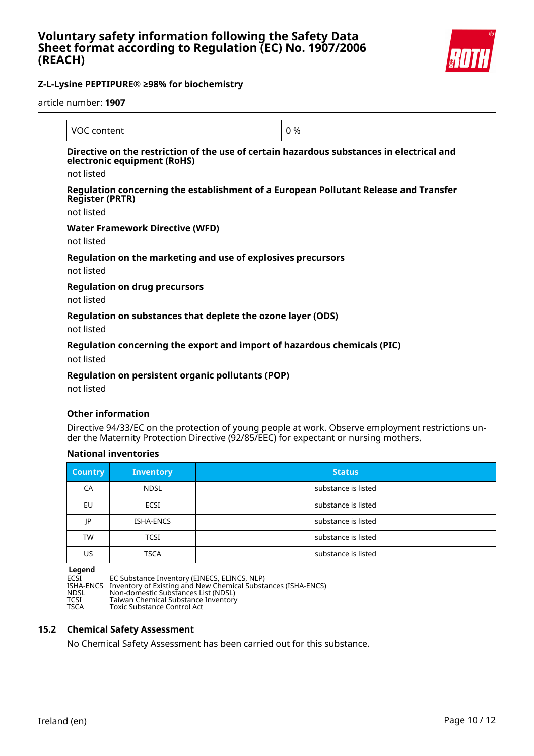| VOC content | 0 % |
|---|---|

**Directive on the restriction of the use of certain hazardous substances in electrical and electronic equipment (RoHS)**

not listed

**Regulation concerning the establishment of a European Pollutant Release and Transfer Register (PRTR)**

not listed

**Water Framework Directive (WFD)**

not listed

**Regulation on the marketing and use of explosives precursors**

not listed

**Regulation on drug precursors**

not listed

**Regulation on substances that deplete the ozone layer (ODS)**

not listed

**Regulation concerning the export and import of hazardous chemicals (PIC)**

not listed

**Regulation on persistent organic pollutants (POP)**

not listed

**Other information**

Directive 94/33/EC on the protection of young people at work. Observe employment restrictions under the Maternity Protection Directive (92/85/EEC) for expectant or nursing mothers.

**National inventories**

| Country | Inventory | Status |
|---|---|---|
| CA | NDSL | substance is listed |
| EU | ECSI | substance is listed |
| JP | ISHA-ENCS | substance is listed |
| TW | TCSI | substance is listed |
| US | TSCA | substance is listed |

**Legend**

ECSI EC Substance Inventory (EINECS, ELINCS, NLP)
ISHA-ENCS Inventory of Existing and New Chemical Substances (ISHA-ENCS)
NDSL Non-domestic Substances List (NDSL)
TCSI Taiwan Chemical Substance Inventory
TSCA Toxic Substance Control Act

## 15.2 Chemical Safety Assessment

No Chemical Safety Assessment has been carried out for this substance.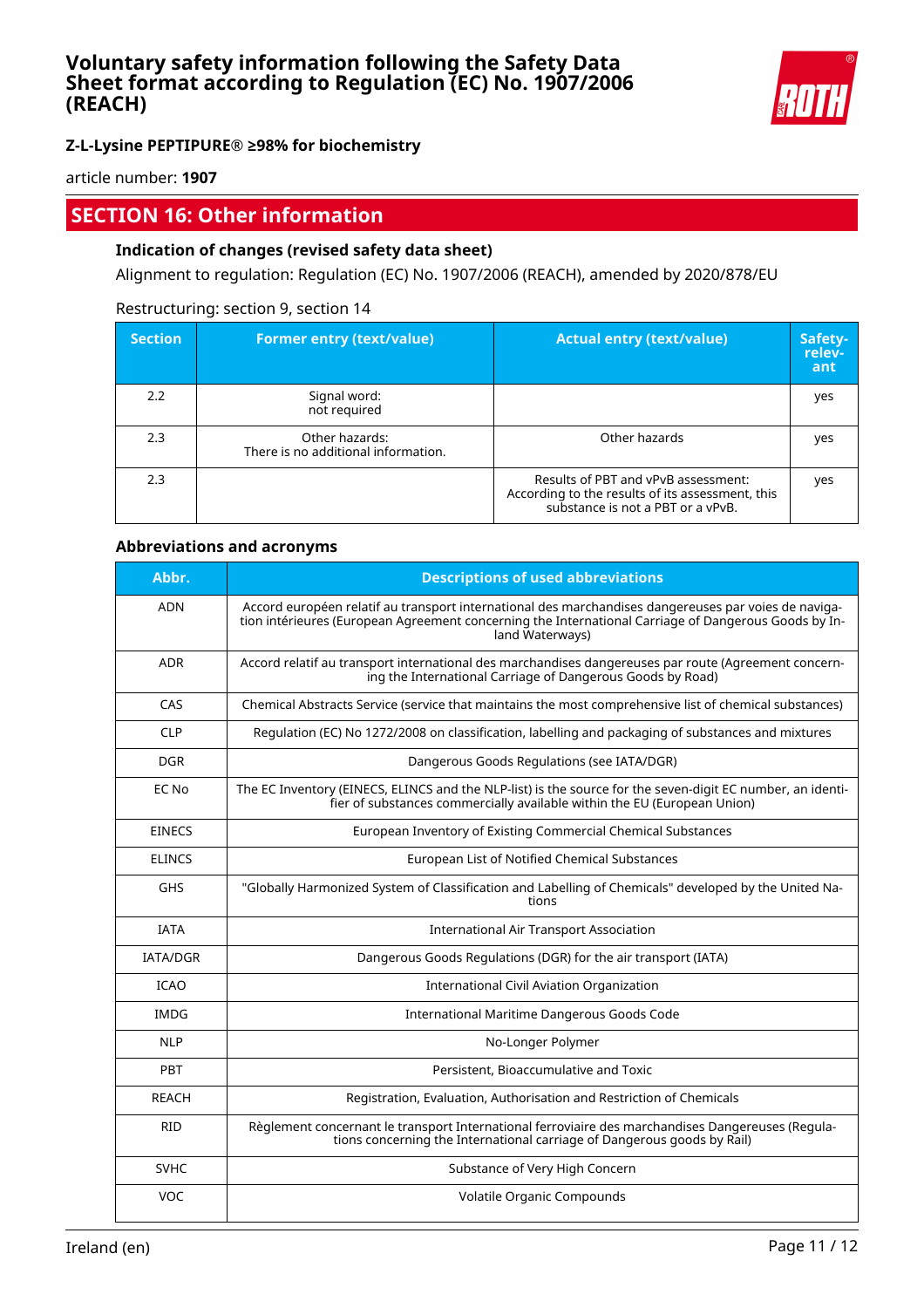## SECTION 16: Other information

### Indication of changes (revised safety data sheet)

Alignment to regulation: Regulation (EC) No. 1907/2006 (REACH), amended by 2020/878/EU

Restructuring: section 9, section 14

| Section | Former entry (text/value) | Actual entry (text/value) | Safety-relevant |
|---|---|---|---|
| 2.2 | Signal word: not required | | yes |
| 2.3 | Other hazards: There is no additional information. | Other hazards | yes |
| 2.3 | | Results of PBT and vPvB assessment: According to the results of its assessment, this substance is not a PBT or a vPvB. | yes |

### Abbreviations and acronyms

| Abbr. | Descriptions of used abbreviations |
|---|---|
| ADN | Accord européen relatif au transport international des marchandises dangereuses par voies de navigation intérieures (European Agreement concerning the International Carriage of Dangerous Goods by Inland Waterways) |
| ADR | Accord relatif au transport international des marchandises dangereuses par route (Agreement concerning the International Carriage of Dangerous Goods by Road) |
| CAS | Chemical Abstracts Service (service that maintains the most comprehensive list of chemical substances) |
| CLP | Regulation (EC) No 1272/2008 on classification, labelling and packaging of substances and mixtures |
| DGR | Dangerous Goods Regulations (see IATA/DGR) |
| EC No | The EC Inventory (EINECS, ELINCS and the NLP-list) is the source for the seven-digit EC number, an identifier of substances commercially available within the EU (European Union) |
| EINECS | European Inventory of Existing Commercial Chemical Substances |
| ELINCS | European List of Notified Chemical Substances |
| GHS | "Globally Harmonized System of Classification and Labelling of Chemicals" developed by the United Nations |
| IATA | International Air Transport Association |
| IATA/DGR | Dangerous Goods Regulations (DGR) for the air transport (IATA) |
| ICAO | International Civil Aviation Organization |
| IMDG | International Maritime Dangerous Goods Code |
| NLP | No-Longer Polymer |
| PBT | Persistent, Bioaccumulative and Toxic |
| REACH | Registration, Evaluation, Authorisation and Restriction of Chemicals |
| RID | Règlement concernant le transport International ferroviaire des marchandises Dangereuses (Regulations concerning the International carriage of Dangerous goods by Rail) |
| SVHC | Substance of Very High Concern |
| VOC | Volatile Organic Compounds |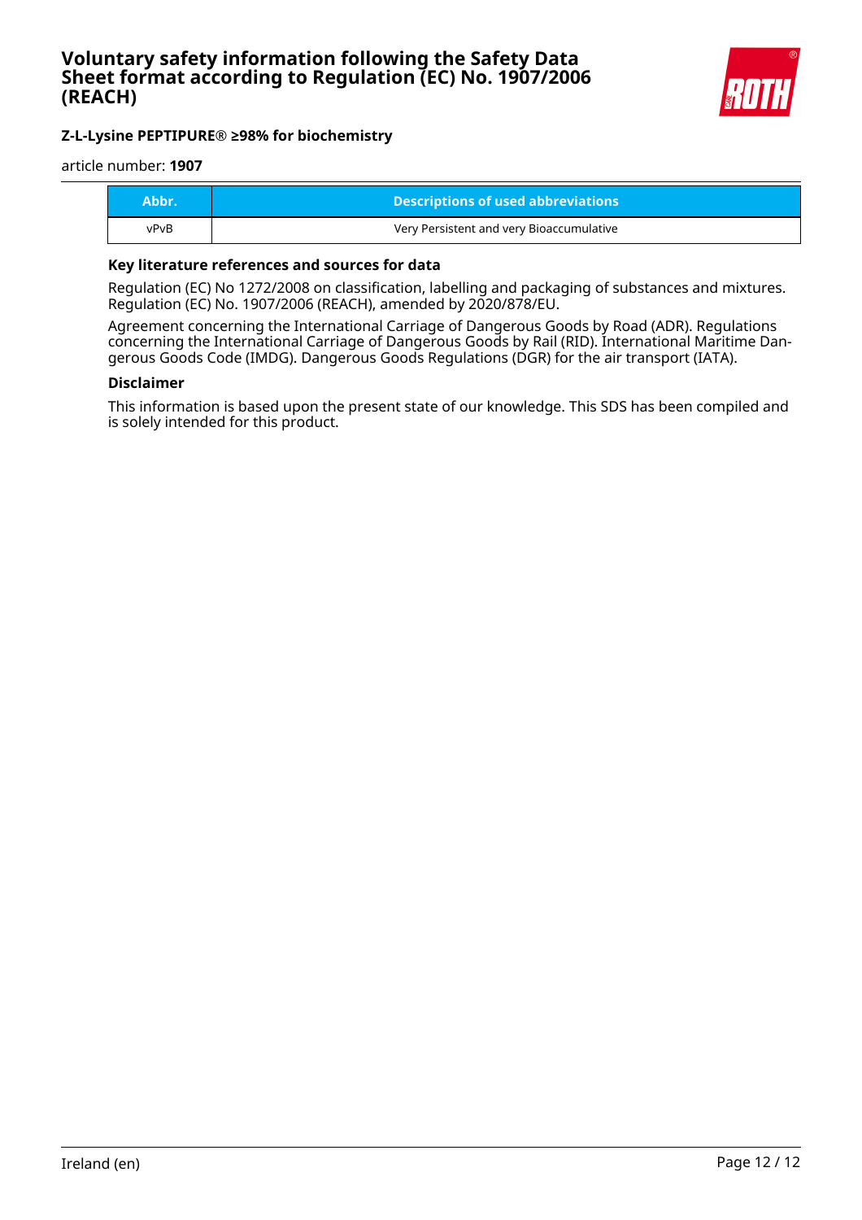| Abbr. | Descriptions of used abbreviations |
|---|---|
| vPvB | Very Persistent and very Bioaccumulative |

### Key literature references and sources for data

Regulation (EC) No 1272/2008 on classification, labelling and packaging of substances and mixtures. Regulation (EC) No. 1907/2006 (REACH), amended by 2020/878/EU.

Agreement concerning the International Carriage of Dangerous Goods by Road (ADR). Regulations concerning the International Carriage of Dangerous Goods by Rail (RID). International Maritime Dangerous Goods Code (IMDG). Dangerous Goods Regulations (DGR) for the air transport (IATA).

### Disclaimer

This information is based upon the present state of our knowledge. This SDS has been compiled and is solely intended for this product.